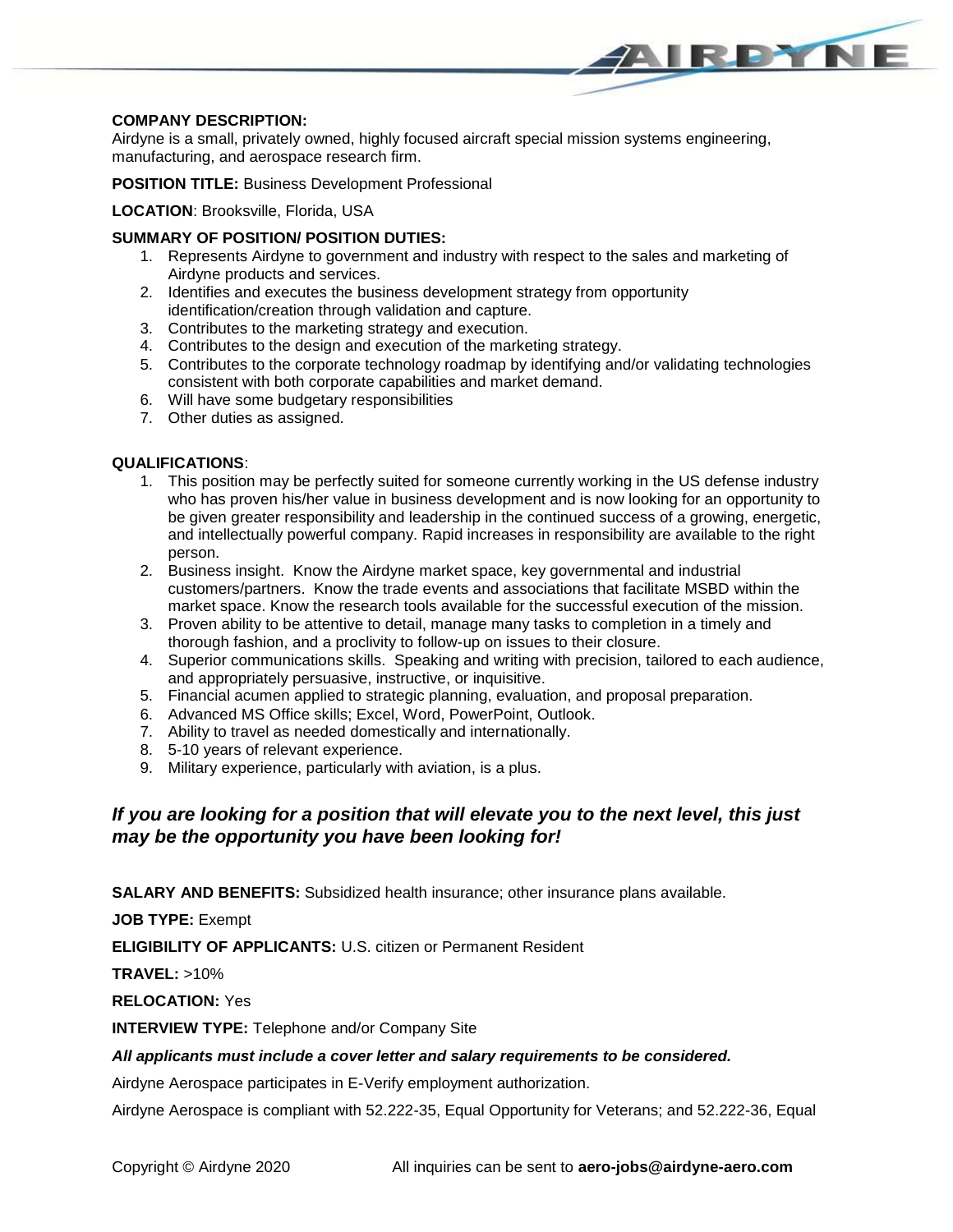**COMPANY DESCRIPTION:**
Airdyne is a small, privately owned, highly focused aircraft special mission systems engineering, manufacturing, and aerospace research firm.

**POSITION TITLE:** Business Development Professional

**LOCATION**: Brooksville, Florida, USA

**SUMMARY OF POSITION/ POSITION DUTIES:**

1. Represents Airdyne to government and industry with respect to the sales and marketing of Airdyne products and services.
2. Identifies and executes the business development strategy from opportunity identification/creation through validation and capture.
3. Contributes to the marketing strategy and execution.
4. Contributes to the design and execution of the marketing strategy.
5. Contributes to the corporate technology roadmap by identifying and/or validating technologies consistent with both corporate capabilities and market demand.
6. Will have some budgetary responsibilities
7. Other duties as assigned.

**QUALIFICATIONS**:

1. This position may be perfectly suited for someone currently working in the US defense industry who has proven his/her value in business development and is now looking for an opportunity to be given greater responsibility and leadership in the continued success of a growing, energetic, and intellectually powerful company. Rapid increases in responsibility are available to the right person.
2. Business insight. Know the Airdyne market space, key governmental and industrial customers/partners. Know the trade events and associations that facilitate MSBD within the market space. Know the research tools available for the successful execution of the mission.
3. Proven ability to be attentive to detail, manage many tasks to completion in a timely and thorough fashion, and a proclivity to follow-up on issues to their closure.
4. Superior communications skills. Speaking and writing with precision, tailored to each audience, and appropriately persuasive, instructive, or inquisitive.
5. Financial acumen applied to strategic planning, evaluation, and proposal preparation.
6. Advanced MS Office skills; Excel, Word, PowerPoint, Outlook.
7. Ability to travel as needed domestically and internationally.
8. 5-10 years of relevant experience.
9. Military experience, particularly with aviation, is a plus.

***If you are looking for a position that will elevate you to the next level, this just may be the opportunity you have been looking for!***

**SALARY AND BENEFITS:** Subsidized health insurance; other insurance plans available.

**JOB TYPE:** Exempt

**ELIGIBILITY OF APPLICANTS:** U.S. citizen or Permanent Resident

**TRAVEL:** >10%

**RELOCATION:** Yes

**INTERVIEW TYPE:** Telephone and/or Company Site

***All applicants must include a cover letter and salary requirements to be considered.***

Airdyne Aerospace participates in E-Verify employment authorization.

Airdyne Aerospace is compliant with 52.222-35, Equal Opportunity for Veterans; and 52.222-36, Equal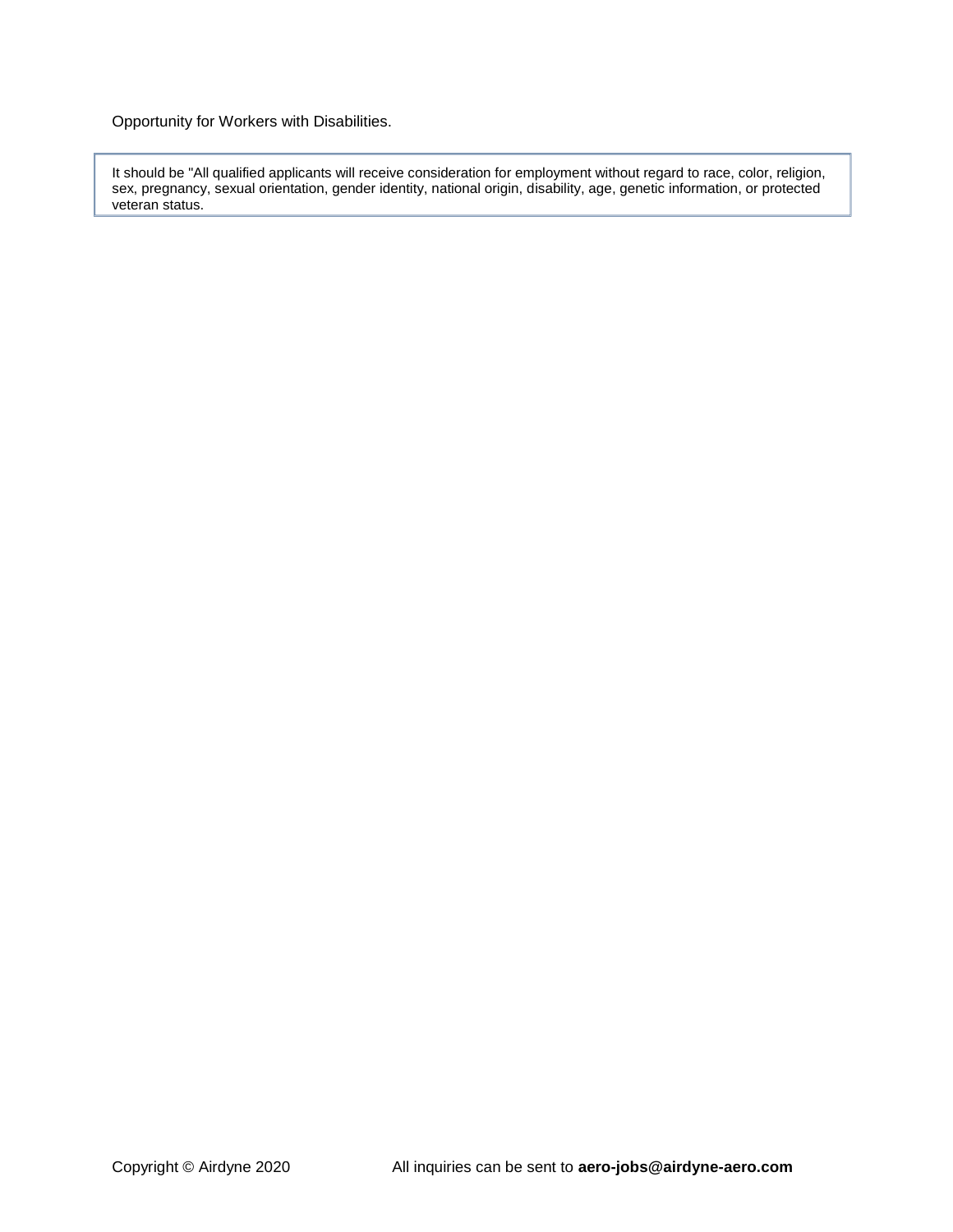Opportunity for Workers with Disabilities.

It should be "All qualified applicants will receive consideration for employment without regard to race, color, religion, sex, pregnancy, sexual orientation, gender identity, national origin, disability, age, genetic information, or protected veteran status.

Copyright © Airdyne 2020 All inquiries can be sent to **aero-jobs@airdyne-aero.com**